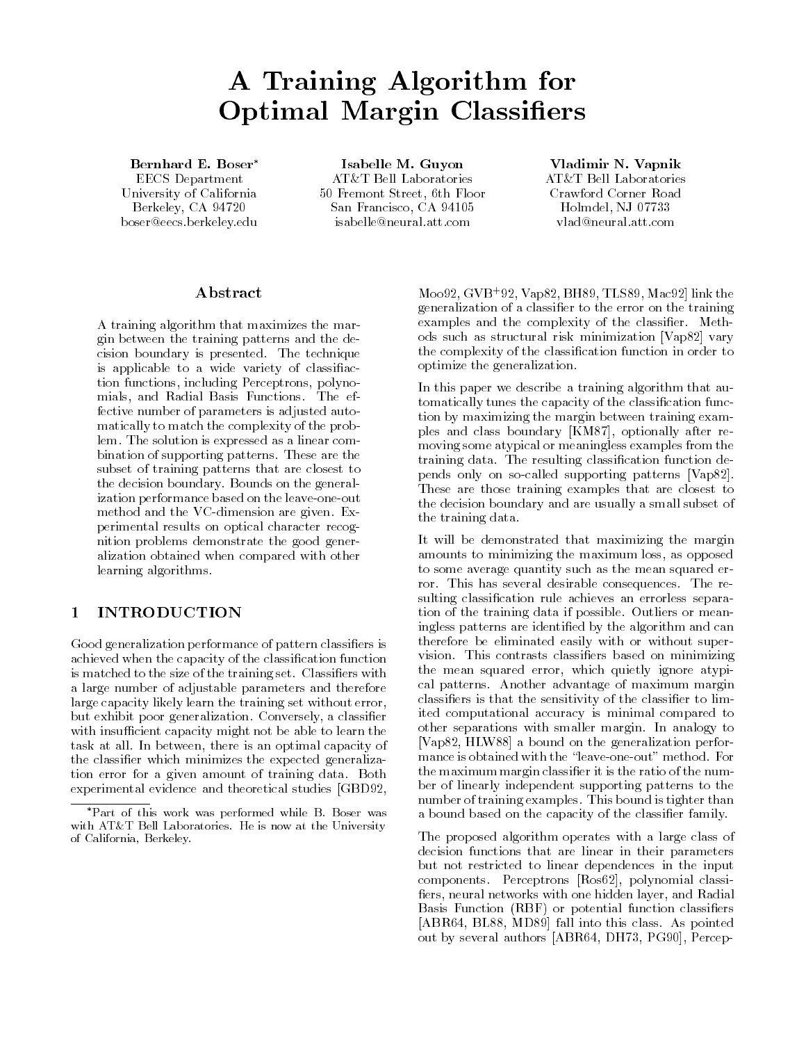# A Training Algorithm for Optimal Margin Classifiers

**Bernhard E. Boser***
EECS Department
University of California
Berkeley, CA 94720
boser@eecs.berkeley.edu

**Isabelle M. Guyon**
AT&T Bell Laboratories
50 Fremont Street, 6th Floor
San Francisco, CA 94105
isabelle@neural.att.com

**Vladimir N. Vapnik**
AT&T Bell Laboratories
Crawford Corner Road
Holmdel, NJ 07733
vlad@neural.att.com

## Abstract

A training algorithm that maximizes the margin between the training patterns and the decision boundary is presented. The technique is applicable to a wide variety of classifiaction functions, including Perceptrons, polynomials, and Radial Basis Functions. The effective number of parameters is adjusted automatically to match the complexity of the problem. The solution is expressed as a linear combination of supporting patterns. These are the subset of training patterns that are closest to the decision boundary. Bounds on the generalization performance based on the leave-one-out method and the VC-dimension are given. Experimental results on optical character recognition problems demonstrate the good generalization obtained when compared with other learning algorithms.

## 1 INTRODUCTION

Good generalization performance of pattern classifiers is achieved when the capacity of the classification function is matched to the size of the training set. Classifiers with a large number of adjustable parameters and therefore large capacity likely learn the training set without error, but exhibit poor generalization. Conversely, a classifier with insufficient capacity might not be able to learn the task at all. In between, there is an optimal capacity of the classifier which minimizes the expected generalization error for a given amount of training data. Both experimental evidence and theoretical studies [GBD92, Moo92, GVB+92, Vap82, BH89, TLS89, Mac92] link the generalization of a classifier to the error on the training examples and the complexity of the classifier. Methods such as structural risk minimization [Vap82] vary the complexity of the classification function in order to optimize the generalization.

In this paper we describe a training algorithm that automatically tunes the capacity of the classification function by maximizing the margin between training examples and class boundary [KM87], optionally after removing some atypical or meaningless examples from the training data. The resulting classification function depends only on so-called supporting patterns [Vap82]. These are those training examples that are closest to the decision boundary and are usually a small subset of the training data.

It will be demonstrated that maximizing the margin amounts to minimizing the maximum loss, as opposed to some average quantity such as the mean squared error. This has several desirable consequences. The resulting classification rule achieves an errorless separation of the training data if possible. Outliers or meaningless patterns are identified by the algorithm and can therefore be eliminated easily with or without supervision. This contrasts classifiers based on minimizing the mean squared error, which quietly ignore atypical patterns. Another advantage of maximum margin classifiers is that the sensitivity of the classifier to limited computational accuracy is minimal compared to other separations with smaller margin. In analogy to [Vap82, HLW88] a bound on the generalization performance is obtained with the "leave-one-out" method. For the maximum margin classifier it is the ratio of the number of linearly independent supporting patterns to the number of training examples. This bound is tighter than a bound based on the capacity of the classifier family.

The proposed algorithm operates with a large class of decision functions that are linear in their parameters but not restricted to linear dependences in the input components. Perceptrons [Ros62], polynomial classifiers, neural networks with one hidden layer, and Radial Basis Function (RBF) or potential function classifiers [ABR64, BL88, MD89] fall into this class. As pointed out by several authors [ABR64, DH73, PG90], Percep-

*Part of this work was performed while B. Boser was with AT&T Bell Laboratories. He is now at the University of California, Berkeley.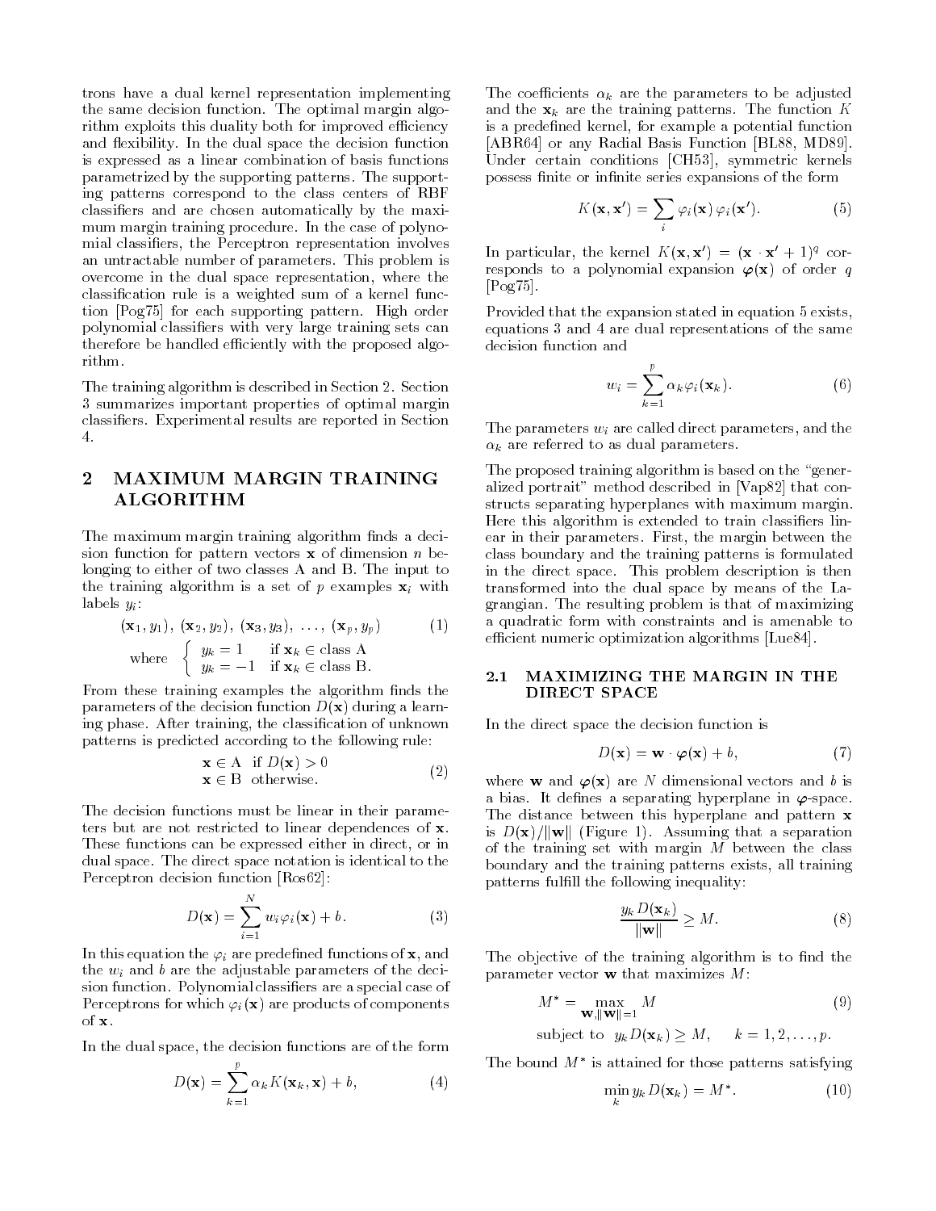trons have a dual kernel representation implementing the same decision function. The optimal margin algorithm exploits this duality both for improved efficiency and flexibility. In the dual space the decision function is expressed as a linear combination of basis functions parametrized by the supporting patterns. The supporting patterns correspond to the class centers of RBF classifiers and are chosen automatically by the maximum margin training procedure. In the case of polynomial classifiers, the Perceptron representation involves an untractable number of parameters. This problem is overcome in the dual space representation, where the classification rule is a weighted sum of a kernel function [Pog75] for each supporting pattern. High order polynomial classifiers with very large training sets can therefore be handled efficiently with the proposed algorithm.

The training algorithm is described in Section 2. Section 3 summarizes important properties of optimal margin classifiers. Experimental results are reported in Section 4.

## 2 MAXIMUM MARGIN TRAINING ALGORITHM

The maximum margin training algorithm finds a decision function for pattern vectors $\mathbf{x}$ of dimension $n$ belonging to either of two classes A and B. The input to the training algorithm is a set of $p$ examples $\mathbf{x}_i$ with labels $y_i$:

$$(\mathbf{x}_1, y_1),\ (\mathbf{x}_2, y_2),\ (\mathbf{x}_3, y_3),\ \ldots,\ (\mathbf{x}_p, y_p) \tag{1}$$

$$\text{where } \begin{cases} y_k = 1 & \text{if } \mathbf{x}_k \in \text{class A} \\ y_k = -1 & \text{if } \mathbf{x}_k \in \text{class B.} \end{cases}$$

From these training examples the algorithm finds the parameters of the decision function $D(\mathbf{x})$ during a learning phase. After training, the classification of unknown patterns is predicted according to the following rule:

$$\begin{array}{ll} \mathbf{x} \in \text{A} & \text{if } D(\mathbf{x}) > 0 \\ \mathbf{x} \in \text{B} & \text{otherwise.} \end{array} \tag{2}$$

The decision functions must be linear in their parameters but are not restricted to linear dependences of $\mathbf{x}$. These functions can be expressed either in direct, or in dual space. The direct space notation is identical to the Perceptron decision function [Ros62]:

$$D(\mathbf{x}) = \sum_{i=1}^{N} w_i \varphi_i(\mathbf{x}) + b. \tag{3}$$

In this equation the $\varphi_i$ are predefined functions of $\mathbf{x}$, and the $w_i$ and $b$ are the adjustable parameters of the decision function. Polynomial classifiers are a special case of Perceptrons for which $\varphi_i(\mathbf{x})$ are products of components of $\mathbf{x}$.

In the dual space, the decision functions are of the form

$$D(\mathbf{x}) = \sum_{k=1}^{p} \alpha_k K(\mathbf{x}_k, \mathbf{x}) + b, \tag{4}$$

The coefficients $\alpha_k$ are the parameters to be adjusted and the $\mathbf{x}_k$ are the training patterns. The function $K$ is a predefined kernel, for example a potential function [ABR64] or any Radial Basis Function [BL88, MD89]. Under certain conditions [CH53], symmetric kernels possess finite or infinite series expansions of the form

$$K(\mathbf{x}, \mathbf{x}') = \sum_i \varphi_i(\mathbf{x})\, \varphi_i(\mathbf{x}'). \tag{5}$$

In particular, the kernel $K(\mathbf{x}, \mathbf{x}') = (\mathbf{x} \cdot \mathbf{x}' + 1)^q$ corresponds to a polynomial expansion $\boldsymbol{\varphi}(\mathbf{x})$ of order $q$ [Pog75].

Provided that the expansion stated in equation 5 exists, equations 3 and 4 are dual representations of the same decision function and

$$w_i = \sum_{k=1}^{p} \alpha_k \varphi_i(\mathbf{x}_k). \tag{6}$$

The parameters $w_i$ are called direct parameters, and the $\alpha_k$ are referred to as dual parameters.

The proposed training algorithm is based on the "generalized portrait" method described in [Vap82] that constructs separating hyperplanes with maximum margin. Here this algorithm is extended to train classifiers linear in their parameters. First, the margin between the class boundary and the training patterns is formulated in the direct space. This problem description is then transformed into the dual space by means of the Lagrangian. The resulting problem is that of maximizing a quadratic form with constraints and is amenable to efficient numeric optimization algorithms [Lue84].

### 2.1 MAXIMIZING THE MARGIN IN THE DIRECT SPACE

In the direct space the decision function is

$$D(\mathbf{x}) = \mathbf{w} \cdot \boldsymbol{\varphi}(\mathbf{x}) + b, \tag{7}$$

where $\mathbf{w}$ and $\boldsymbol{\varphi}(\mathbf{x})$ are $N$ dimensional vectors and $b$ is a bias. It defines a separating hyperplane in $\boldsymbol{\varphi}$-space. The distance between this hyperplane and pattern $\mathbf{x}$ is $D(\mathbf{x})/\|\mathbf{w}\|$ (Figure 1). Assuming that a separation of the training set with margin $M$ between the class boundary and the training patterns exists, all training patterns fulfill the following inequality:

$$\frac{y_k D(\mathbf{x}_k)}{\|\mathbf{w}\|} \geq M. \tag{8}$$

The objective of the training algorithm is to find the parameter vector $\mathbf{w}$ that maximizes $M$:

$$M^* = \max_{\mathbf{w}, \|\mathbf{w}\|=1} M \tag{9}$$

$$\text{subject to } \ y_k D(\mathbf{x}_k) \geq M, \quad k = 1, 2, \ldots, p.$$

The bound $M^*$ is attained for those patterns satisfying

$$\min_k y_k D(\mathbf{x}_k) = M^*. \tag{10}$$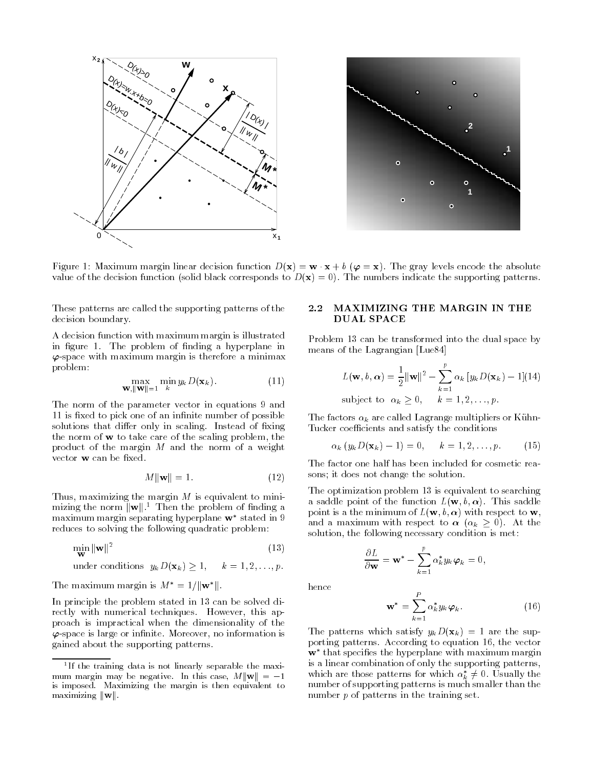Figure 1: Maximum margin linear decision function $D(\mathbf{x}) = \mathbf{w} \cdot \mathbf{x} + b$ ($\boldsymbol{\varphi} = \mathbf{x}$). The gray levels encode the absolute value of the decision function (solid black corresponds to $D(\mathbf{x}) = 0$). The numbers indicate the supporting patterns.

These patterns are called the supporting patterns of the decision boundary.

A decision function with maximum margin is illustrated in figure 1. The problem of finding a hyperplane in $\boldsymbol{\varphi}$-space with maximum margin is therefore a minimax problem:

$$\max_{\mathbf{w}, \|\mathbf{w}\|=1} \min_k y_k D(\mathbf{x}_k). \tag{11}$$

The norm of the parameter vector in equations 9 and 11 is fixed to pick one of an infinite number of possible solutions that differ only in scaling. Instead of fixing the norm of $\mathbf{w}$ to take care of the scaling problem, the product of the margin $M$ and the norm of a weight vector $\mathbf{w}$ can be fixed.

$$M\|\mathbf{w}\| = 1. \tag{12}$$

Thus, maximizing the margin $M$ is equivalent to minimizing the norm $\|\mathbf{w}\|$.[1] Then the problem of finding a maximum margin separating hyperplane $\mathbf{w}^*$ stated in 9 reduces to solving the following quadratic problem:

$$\min_{\mathbf{w}} \|\mathbf{w}\|^2 \tag{13}$$

$$\text{under conditions} \quad y_k D(\mathbf{x}_k) \geq 1, \quad k = 1, 2, \ldots, p.$$

The maximum margin is $M^* = 1/\|\mathbf{w}^*\|$.

In principle the problem stated in 13 can be solved directly with numerical techniques. However, this approach is impractical when the dimensionality of the $\boldsymbol{\varphi}$-space is large or infinite. Moreover, no information is gained about the supporting patterns.

[1] If the training data is not linearly separable the maximum margin may be negative. In this case, $M\|\mathbf{w}\| = -1$ is imposed. Maximizing the margin is then equivalent to maximizing $\|\mathbf{w}\|$.

## 2.2 MAXIMIZING THE MARGIN IN THE DUAL SPACE

Problem 13 can be transformed into the dual space by means of the Lagrangian [Lue84]

$$L(\mathbf{w}, b, \boldsymbol{\alpha}) = \frac{1}{2}\|\mathbf{w}\|^2 - \sum_{k=1}^{p} \alpha_k \left[ y_k D(\mathbf{x}_k) - 1 \right] \tag{14}$$

$$\text{subject to} \quad \alpha_k \geq 0, \quad k = 1, 2, \ldots, p.$$

The factors $\alpha_k$ are called Lagrange multipliers or Kühn-Tucker coefficients and satisfy the conditions

$$\alpha_k \left( y_k D(\mathbf{x}_k) - 1 \right) = 0, \quad k = 1, 2, \ldots, p. \tag{15}$$

The factor one half has been included for cosmetic reasons; it does not change the solution.

The optimization problem 13 is equivalent to searching a saddle point of the function $L(\mathbf{w}, b, \boldsymbol{\alpha})$. This saddle point is a the minimum of $L(\mathbf{w}, b, \boldsymbol{\alpha})$ with respect to $\mathbf{w}$, and a maximum with respect to $\boldsymbol{\alpha}$ ($\alpha_k \geq 0$). At the solution, the following necessary condition is met:

$$\frac{\partial L}{\partial \mathbf{w}} = \mathbf{w}^* - \sum_{k=1}^{p} \alpha_k^* y_k \boldsymbol{\varphi}_k = 0,$$

hence

$$\mathbf{w}^* = \sum_{k=1}^{P} \alpha_k^* y_k \boldsymbol{\varphi}_k. \tag{16}$$

The patterns which satisfy $y_k D(\mathbf{x}_k) = 1$ are the supporting patterns. According to equation 16, the vector $\mathbf{w}^*$ that specifies the hyperplane with maximum margin is a linear combination of only the supporting patterns, which are those patterns for which $\alpha_k^* \neq 0$. Usually the number of supporting patterns is much smaller than the number $p$ of patterns in the training set.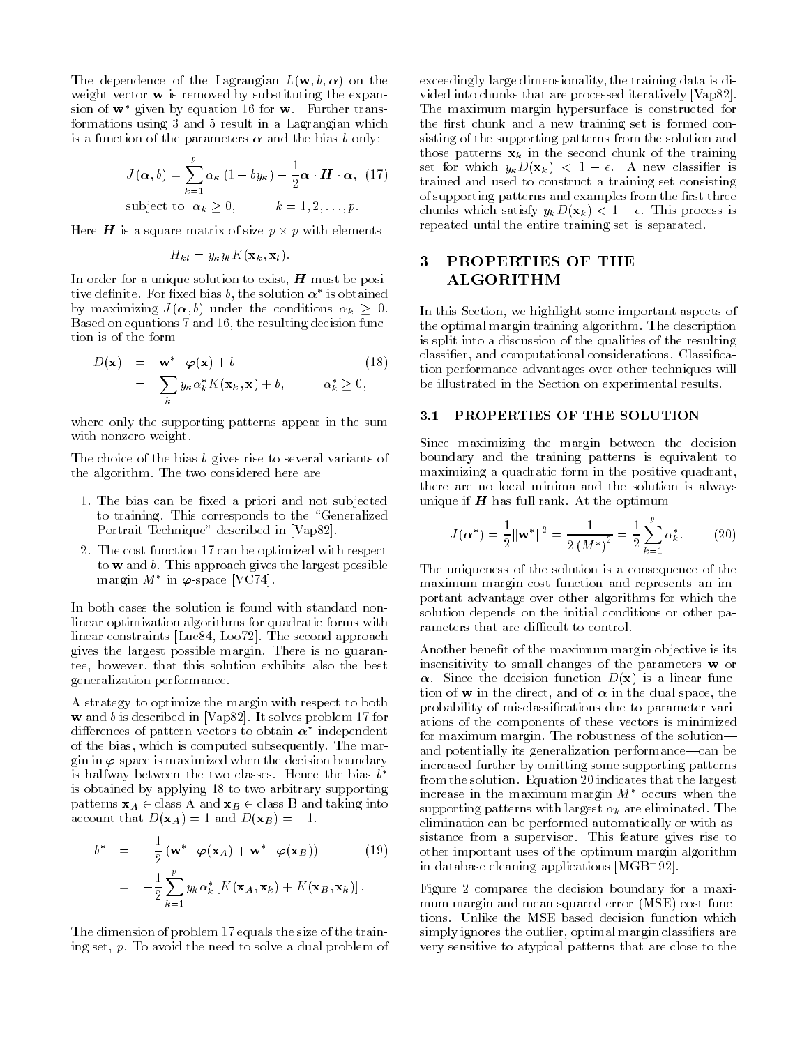The dependence of the Lagrangian $L(\mathbf{w}, b, \boldsymbol{\alpha})$ on the weight vector $\mathbf{w}$ is removed by substituting the expansion of $\mathbf{w}^*$ given by equation 16 for $\mathbf{w}$. Further transformations using 3 and 5 result in a Lagrangian which is a function of the parameters $\boldsymbol{\alpha}$ and the bias $b$ only:

$$J(\boldsymbol{\alpha}, b) = \sum_{k=1}^{p} \alpha_k (1 - b y_k) - \frac{1}{2} \boldsymbol{\alpha} \cdot \boldsymbol{H} \cdot \boldsymbol{\alpha}, \quad (17)$$

$$\text{subject to } \alpha_k \geq 0, \qquad k = 1, 2, \ldots, p.$$

Here $\boldsymbol{H}$ is a square matrix of size $p \times p$ with elements

$$H_{kl} = y_k y_l K(\mathbf{x}_k, \mathbf{x}_l).$$

In order for a unique solution to exist, $\boldsymbol{H}$ must be positive definite. For fixed bias $b$, the solution $\boldsymbol{\alpha}^*$ is obtained by maximizing $J(\boldsymbol{\alpha}, b)$ under the conditions $\alpha_k \geq 0$. Based on equations 7 and 16, the resulting decision function is of the form

$$\begin{aligned} D(\mathbf{x}) &= \mathbf{w}^* \cdot \boldsymbol{\varphi}(\mathbf{x}) + b \qquad (18) \\ &= \sum_k y_k \alpha_k^* K(\mathbf{x}_k, \mathbf{x}) + b, \qquad \alpha_k^* \geq 0, \end{aligned}$$

where only the supporting patterns appear in the sum with nonzero weight.

The choice of the bias $b$ gives rise to several variants of the algorithm. The two considered here are

1. The bias can be fixed a priori and not subjected to training. This corresponds to the "Generalized Portrait Technique" described in [Vap82].
2. The cost function 17 can be optimized with respect to $\mathbf{w}$ and $b$. This approach gives the largest possible margin $M^*$ in $\boldsymbol{\varphi}$-space [VC74].

In both cases the solution is found with standard nonlinear optimization algorithms for quadratic forms with linear constraints [Lue84, Loo72]. The second approach gives the largest possible margin. There is no guarantee, however, that this solution exhibits also the best generalization performance.

A strategy to optimize the margin with respect to both $\mathbf{w}$ and $b$ is described in [Vap82]. It solves problem 17 for differences of pattern vectors to obtain $\boldsymbol{\alpha}^*$ independent of the bias, which is computed subsequently. The margin in $\boldsymbol{\varphi}$-space is maximized when the decision boundary is halfway between the two classes. Hence the bias $b^*$ is obtained by applying 18 to two arbitrary supporting patterns $\mathbf{x}_A \in$ class A and $\mathbf{x}_B \in$ class B and taking into account that $D(\mathbf{x}_A) = 1$ and $D(\mathbf{x}_B) = -1$.

$$\begin{aligned} b^* &= -\frac{1}{2} \left( \mathbf{w}^* \cdot \boldsymbol{\varphi}(\mathbf{x}_A) + \mathbf{w}^* \cdot \boldsymbol{\varphi}(\mathbf{x}_B) \right) \qquad (19) \\ &= -\frac{1}{2} \sum_{k=1}^{p} y_k \alpha_k^* \left[ K(\mathbf{x}_A, \mathbf{x}_k) + K(\mathbf{x}_B, \mathbf{x}_k) \right]. \end{aligned}$$

The dimension of problem 17 equals the size of the training set, $p$. To avoid the need to solve a dual problem of exceedingly large dimensionality, the training data is divided into chunks that are processed iteratively [Vap82]. The maximum margin hypersurface is constructed for the first chunk and a new training set is formed consisting of the supporting patterns from the solution and those patterns $\mathbf{x}_k$ in the second chunk of the training set for which $y_k D(\mathbf{x}_k) < 1 - \epsilon$. A new classifier is trained and used to construct a training set consisting of supporting patterns and examples from the first three chunks which satisfy $y_k D(\mathbf{x}_k) < 1 - \epsilon$. This process is repeated until the entire training set is separated.

# 3 PROPERTIES OF THE ALGORITHM

In this Section, we highlight some important aspects of the optimal margin training algorithm. The description is split into a discussion of the qualities of the resulting classifier, and computational considerations. Classification performance advantages over other techniques will be illustrated in the Section on experimental results.

## 3.1 PROPERTIES OF THE SOLUTION

Since maximizing the margin between the decision boundary and the training patterns is equivalent to maximizing a quadratic form in the positive quadrant, there are no local minima and the solution is always unique if $\boldsymbol{H}$ has full rank. At the optimum

$$J(\boldsymbol{\alpha}^*) = \frac{1}{2} \|\mathbf{w}^*\|^2 = \frac{1}{2\,(M^*)^2} = \frac{1}{2} \sum_{k=1}^{p} \alpha_k^*. \qquad (20)$$

The uniqueness of the solution is a consequence of the maximum margin cost function and represents an important advantage over other algorithms for which the solution depends on the initial conditions or other parameters that are difficult to control.

Another benefit of the maximum margin objective is its insensitivity to small changes of the parameters $\mathbf{w}$ or $\boldsymbol{\alpha}$. Since the decision function $D(\mathbf{x})$ is a linear function of $\mathbf{w}$ in the direct, and of $\boldsymbol{\alpha}$ in the dual space, the probability of misclassifications due to parameter variations of the components of these vectors is minimized for maximum margin. The robustness of the solution—and potentially its generalization performance—can be increased further by omitting some supporting patterns from the solution. Equation 20 indicates that the largest increase in the maximum margin $M^*$ occurs when the supporting patterns with largest $\alpha_k$ are eliminated. The elimination can be performed automatically or with assistance from a supervisor. This feature gives rise to other important uses of the optimum margin algorithm in database cleaning applications [MGB+92].

Figure 2 compares the decision boundary for a maximum margin and mean squared error (MSE) cost functions. Unlike the MSE based decision function which simply ignores the outlier, optimal margin classifiers are very sensitive to atypical patterns that are close to the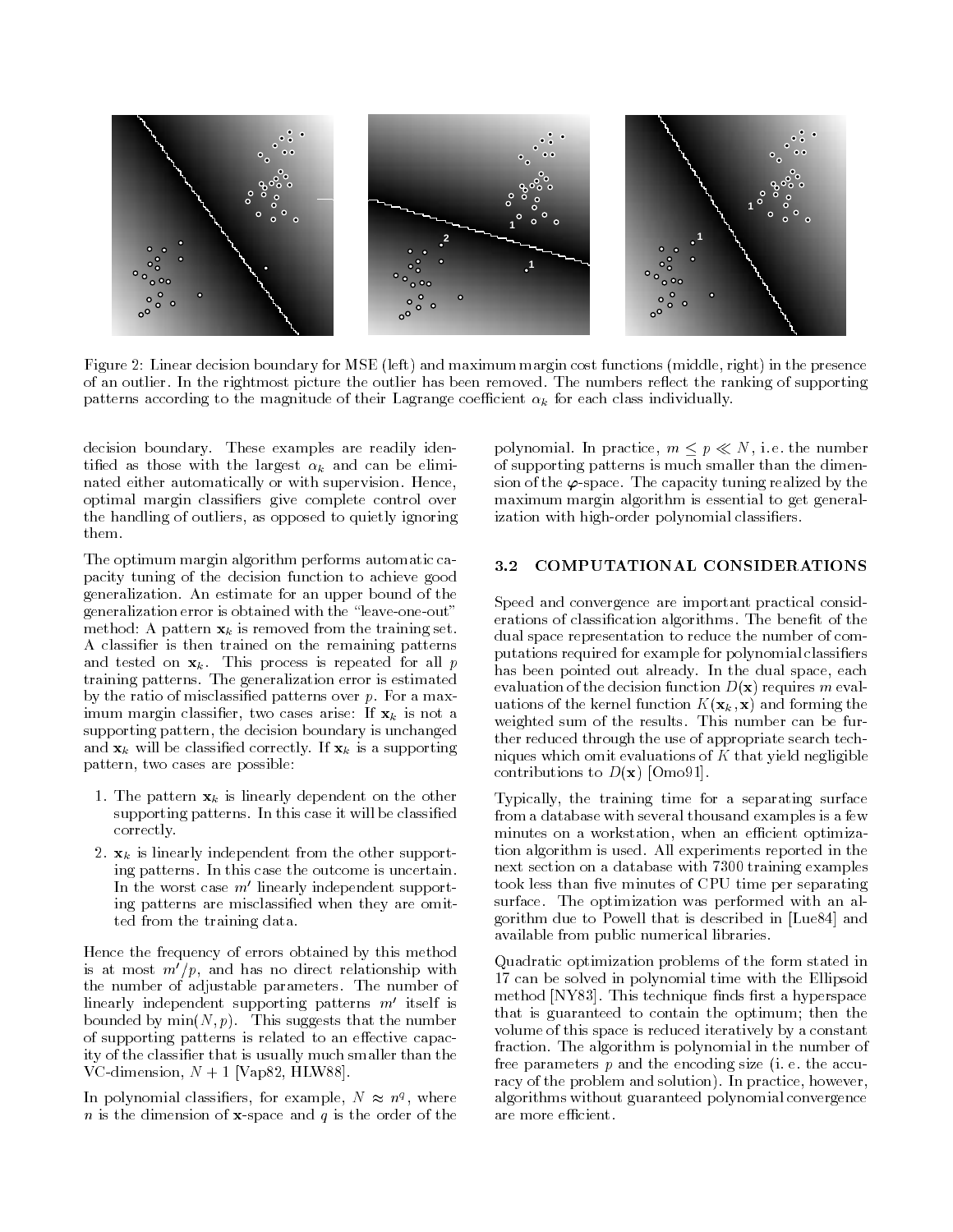Figure 2: Linear decision boundary for MSE (left) and maximum margin cost functions (middle, right) in the presence of an outlier. In the rightmost picture the outlier has been removed. The numbers reflect the ranking of supporting patterns according to the magnitude of their Lagrange coefficient $\alpha_k$ for each class individually.

decision boundary. These examples are readily identified as those with the largest $\alpha_k$ and can be eliminated either automatically or with supervision. Hence, optimal margin classifiers give complete control over the handling of outliers, as opposed to quietly ignoring them.

The optimum margin algorithm performs automatic capacity tuning of the decision function to achieve good generalization. An estimate for an upper bound of the generalization error is obtained with the "leave-one-out" method: A pattern $\mathbf{x}_k$ is removed from the training set. A classifier is then trained on the remaining patterns and tested on $\mathbf{x}_k$. This process is repeated for all $p$ training patterns. The generalization error is estimated by the ratio of misclassified patterns over $p$. For a maximum margin classifier, two cases arise: If $\mathbf{x}_k$ is not a supporting pattern, the decision boundary is unchanged and $\mathbf{x}_k$ will be classified correctly. If $\mathbf{x}_k$ is a supporting pattern, two cases are possible:

1. The pattern $\mathbf{x}_k$ is linearly dependent on the other supporting patterns. In this case it will be classified correctly.
2. $\mathbf{x}_k$ is linearly independent from the other supporting patterns. In this case the outcome is uncertain. In the worst case $m'$ linearly independent supporting patterns are misclassified when they are omitted from the training data.

Hence the frequency of errors obtained by this method is at most $m'/p$, and has no direct relationship with the number of adjustable parameters. The number of linearly independent supporting patterns $m'$ itself is bounded by $\min(N, p)$. This suggests that the number of supporting patterns is related to an effective capacity of the classifier that is usually much smaller than the VC-dimension, $N + 1$ [Vap82, HLW88].

In polynomial classifiers, for example, $N \approx n^q$, where $n$ is the dimension of $\mathbf{x}$-space and $q$ is the order of the polynomial. In practice, $m \leq p \ll N$, i.e. the number of supporting patterns is much smaller than the dimension of the $\boldsymbol{\varphi}$-space. The capacity tuning realized by the maximum margin algorithm is essential to get generalization with high-order polynomial classifiers.

### 3.2 COMPUTATIONAL CONSIDERATIONS

Speed and convergence are important practical considerations of classification algorithms. The benefit of the dual space representation to reduce the number of computations required for example for polynomial classifiers has been pointed out already. In the dual space, each evaluation of the decision function $D(\mathbf{x})$ requires $m$ evaluations of the kernel function $K(\mathbf{x}_k, \mathbf{x})$ and forming the weighted sum of the results. This number can be further reduced through the use of appropriate search techniques which omit evaluations of $K$ that yield negligible contributions to $D(\mathbf{x})$ [Omo91].

Typically, the training time for a separating surface from a database with several thousand examples is a few minutes on a workstation, when an efficient optimization algorithm is used. All experiments reported in the next section on a database with 7300 training examples took less than five minutes of CPU time per separating surface. The optimization was performed with an algorithm due to Powell that is described in [Lue84] and available from public numerical libraries.

Quadratic optimization problems of the form stated in 17 can be solved in polynomial time with the Ellipsoid method [NY83]. This technique finds first a hyperspace that is guaranteed to contain the optimum; then the volume of this space is reduced iteratively by a constant fraction. The algorithm is polynomial in the number of free parameters $p$ and the encoding size (i. e. the accuracy of the problem and solution). In practice, however, algorithms without guaranteed polynomial convergence are more efficient.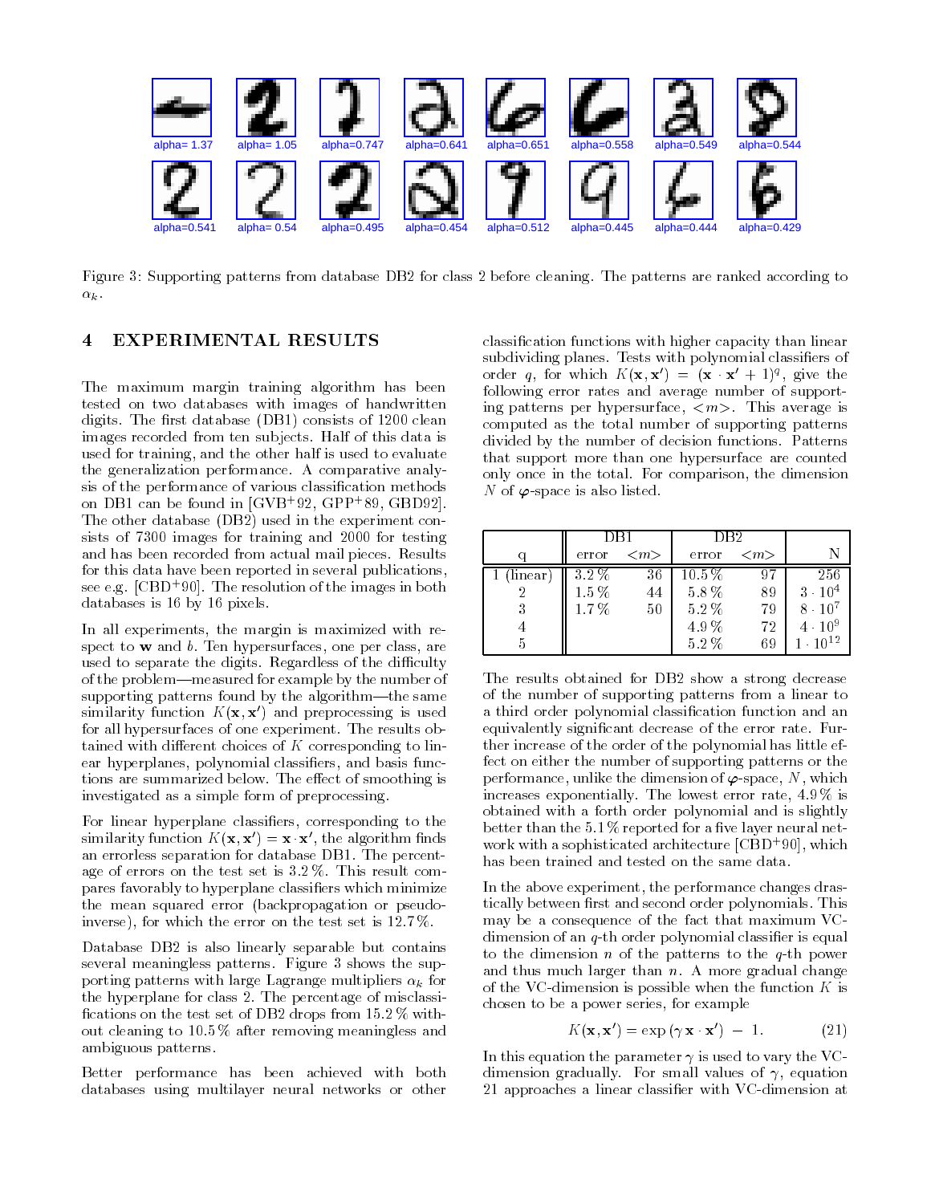Figure 3: Supporting patterns from database DB2 for class 2 before cleaning. The patterns are ranked according to $\alpha_k$.

## 4 EXPERIMENTAL RESULTS

The maximum margin training algorithm has been tested on two databases with images of handwritten digits. The first database (DB1) consists of 1200 clean images recorded from ten subjects. Half of this data is used for training, and the other half is used to evaluate the generalization performance. A comparative analysis of the performance of various classification methods on DB1 can be found in [GVB+92, GPP+89, GBD92]. The other database (DB2) used in the experiment consists of 7300 images for training and 2000 for testing and has been recorded from actual mail pieces. Results for this data have been reported in several publications, see e.g. [CBD+90]. The resolution of the images in both databases is 16 by 16 pixels.

In all experiments, the margin is maximized with respect to $\mathbf{w}$ and $b$. Ten hypersurfaces, one per class, are used to separate the digits. Regardless of the difficulty of the problem—measured for example by the number of supporting patterns found by the algorithm—the same similarity function $K(\mathbf{x}, \mathbf{x}')$ and preprocessing is used for all hypersurfaces of one experiment. The results obtained with different choices of $K$ corresponding to linear hyperplanes, polynomial classifiers, and basis functions are summarized below. The effect of smoothing is investigated as a simple form of preprocessing.

For linear hyperplane classifiers, corresponding to the similarity function $K(\mathbf{x}, \mathbf{x}') = \mathbf{x} \cdot \mathbf{x}'$, the algorithm finds an errorless separation for database DB1. The percentage of errors on the test set is 3.2 %. This result compares favorably to hyperplane classifiers which minimize the mean squared error (backpropagation or pseudo-inverse), for which the error on the test set is 12.7 %.

Database DB2 is also linearly separable but contains several meaningless patterns. Figure 3 shows the supporting patterns with large Lagrange multipliers $\alpha_k$ for the hyperplane for class 2. The percentage of misclassifications on the test set of DB2 drops from 15.2 % without cleaning to 10.5 % after removing meaningless and ambiguous patterns.

Better performance has been achieved with both databases using multilayer neural networks or other classification functions with higher capacity than linear subdividing planes. Tests with polynomial classifiers of order $q$, for which $K(\mathbf{x}, \mathbf{x}') = (\mathbf{x} \cdot \mathbf{x}' + 1)^q$, give the following error rates and average number of supporting patterns per hypersurface, $<m>$. This average is computed as the total number of supporting patterns divided by the number of decision functions. Patterns that support more than one hypersurface are counted only once in the total. For comparison, the dimension $N$ of $\boldsymbol{\varphi}$-space is also listed.

| | DB1 | | DB2 | | |
|---|---|---|---|---|---|
| q | error | $<m>$ | error | $<m>$ | N |
| 1 (linear) | 3.2 % | 36 | 10.5 % | 97 | 256 |
| 2 | 1.5 % | 44 | 5.8 % | 89 | $3 \cdot 10^4$ |
| 3 | 1.7 % | 50 | 5.2 % | 79 | $8 \cdot 10^7$ |
| 4 | | | 4.9 % | 72 | $4 \cdot 10^9$ |
| 5 | | | 5.2 % | 69 | $1 \cdot 10^{12}$ |

The results obtained for DB2 show a strong decrease of the number of supporting patterns from a linear to a third order polynomial classification function and an equivalently significant decrease of the error rate. Further increase of the order of the polynomial has little effect on either the number of supporting patterns or the performance, unlike the dimension of $\boldsymbol{\varphi}$-space, $N$, which increases exponentially. The lowest error rate, 4.9 % is obtained with a forth order polynomial and is slightly better than the 5.1 % reported for a five layer neural network with a sophisticated architecture [CBD+90], which has been trained and tested on the same data.

In the above experiment, the performance changes drastically between first and second order polynomials. This may be a consequence of the fact that maximum VC-dimension of an $q$-th order polynomial classifier is equal to the dimension $n$ of the patterns to the $q$-th power and thus much larger than $n$. A more gradual change of the VC-dimension is possible when the function $K$ is chosen to be a power series, for example

$$K(\mathbf{x}, \mathbf{x}') = \exp(\gamma \, \mathbf{x} \cdot \mathbf{x}') \; - \; 1. \tag{21}$$

In this equation the parameter $\gamma$ is used to vary the VC-dimension gradually. For small values of $\gamma$, equation 21 approaches a linear classifier with VC-dimension at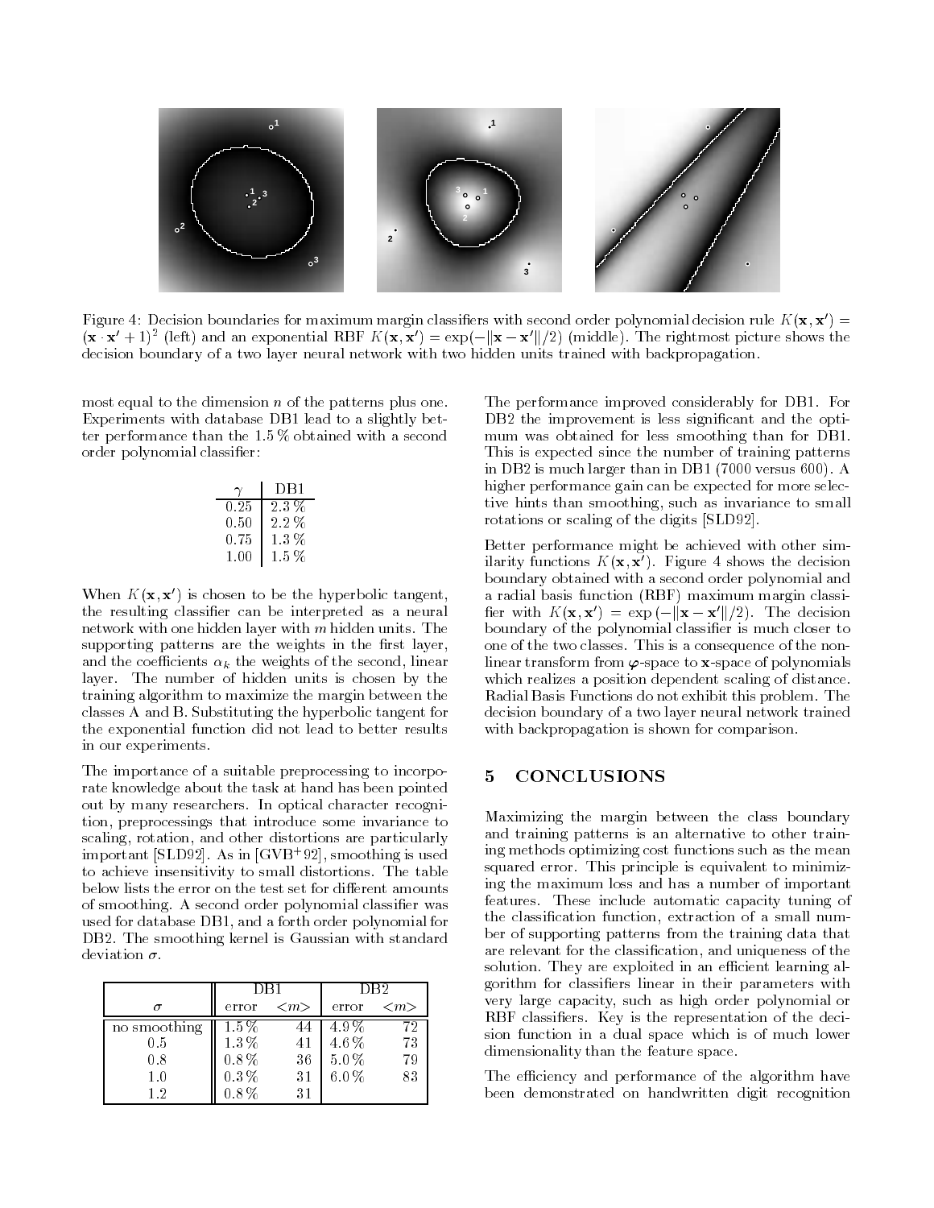Figure 4: Decision boundaries for maximum margin classifiers with second order polynomial decision rule $K(\mathbf{x}, \mathbf{x}') = (\mathbf{x} \cdot \mathbf{x}' + 1)^2$ (left) and an exponential RBF $K(\mathbf{x}, \mathbf{x}') = \exp(-\|\mathbf{x} - \mathbf{x}'\|/2)$ (middle). The rightmost picture shows the decision boundary of a two layer neural network with two hidden units trained with backpropagation.

most equal to the dimension $n$ of the patterns plus one. Experiments with database DB1 lead to a slightly better performance than the 1.5 % obtained with a second order polynomial classifier:

| $\gamma$ | DB1 |
|---|---|
| 0.25 | 2.3 % |
| 0.50 | 2.2 % |
| 0.75 | 1.3 % |
| 1.00 | 1.5 % |

When $K(\mathbf{x}, \mathbf{x}')$ is chosen to be the hyperbolic tangent, the resulting classifier can be interpreted as a neural network with one hidden layer with $m$ hidden units. The supporting patterns are the weights in the first layer, and the coefficients $\alpha_k$ the weights of the second, linear layer. The number of hidden units is chosen by the training algorithm to maximize the margin between the classes A and B. Substituting the hyperbolic tangent for the exponential function did not lead to better results in our experiments.

The importance of a suitable preprocessing to incorporate knowledge about the task at hand has been pointed out by many researchers. In optical character recognition, preprocessings that introduce some invariance to scaling, rotation, and other distortions are particularly important [SLD92]. As in [GVB+92], smoothing is used to achieve insensitivity to small distortions. The table below lists the error on the test set for different amounts of smoothing. A second order polynomial classifier was used for database DB1, and a forth order polynomial for DB2. The smoothing kernel is Gaussian with standard deviation $\sigma$.

| $\sigma$ | DB1 | | DB2 | |
|---|---|---|---|---|
| | error | $<m>$ | error | $<m>$ |
| no smoothing | 1.5 % | 44 | 4.9 % | 72 |
| 0.5 | 1.3 % | 41 | 4.6 % | 73 |
| 0.8 | 0.8 % | 36 | 5.0 % | 79 |
| 1.0 | 0.3 % | 31 | 6.0 % | 83 |
| 1.2 | 0.8 % | 31 | | |

The performance improved considerably for DB1. For DB2 the improvement is less significant and the optimum was obtained for less smoothing than for DB1. This is expected since the number of training patterns in DB2 is much larger than in DB1 (7000 versus 600). A higher performance gain can be expected for more selective hints than smoothing, such as invariance to small rotations or scaling of the digits [SLD92].

Better performance might be achieved with other similarity functions $K(\mathbf{x}, \mathbf{x}')$. Figure 4 shows the decision boundary obtained with a second order polynomial and a radial basis function (RBF) maximum margin classifier with $K(\mathbf{x}, \mathbf{x}') = \exp(-\|\mathbf{x} - \mathbf{x}'\|/2)$. The decision boundary of the polynomial classifier is much closer to one of the two classes. This is a consequence of the nonlinear transform from $\boldsymbol{\varphi}$-space to $\mathbf{x}$-space of polynomials which realizes a position dependent scaling of distance. Radial Basis Functions do not exhibit this problem. The decision boundary of a two layer neural network trained with backpropagation is shown for comparison.

## 5 CONCLUSIONS

Maximizing the margin between the class boundary and training patterns is an alternative to other training methods optimizing cost functions such as the mean squared error. This principle is equivalent to minimizing the maximum loss and has a number of important features. These include automatic capacity tuning of the classification function, extraction of a small number of supporting patterns from the training data that are relevant for the classification, and uniqueness of the solution. They are exploited in an efficient learning algorithm for classifiers linear in their parameters with very large capacity, such as high order polynomial or RBF classifiers. Key is the representation of the decision function in a dual space which is of much lower dimensionality than the feature space.

The efficiency and performance of the algorithm have been demonstrated on handwritten digit recognition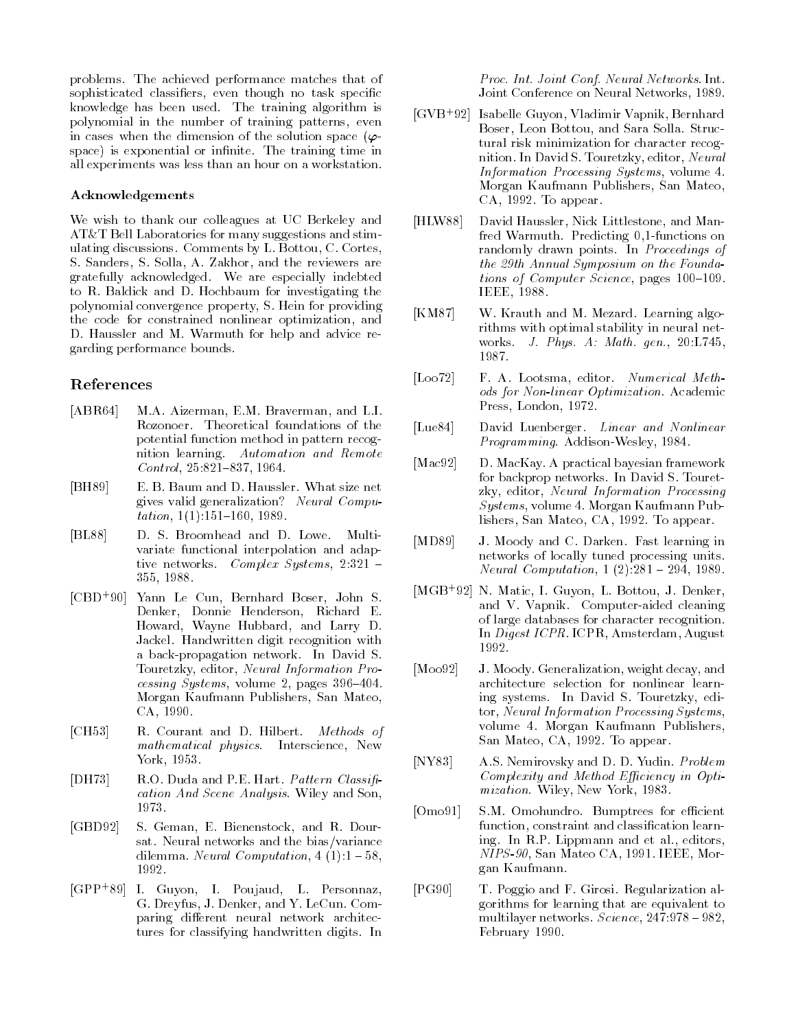problems. The achieved performance matches that of sophisticated classifiers, even though no task specific knowledge has been used. The training algorithm is polynomial in the number of training patterns, even in cases when the dimension of the solution space ($\varphi$-space) is exponential or infinite. The training time in all experiments was less than an hour on a workstation.

### Acknowledgements

We wish to thank our colleagues at UC Berkeley and AT&T Bell Laboratories for many suggestions and stimulating discussions. Comments by L. Bottou, C. Cortes, S. Sanders, S. Solla, A. Zakhor, and the reviewers are gratefully acknowledged. We are especially indebted to R. Baldick and D. Hochbaum for investigating the polynomial convergence property, S. Hein for providing the code for constrained nonlinear optimization, and D. Haussler and M. Warmuth for help and advice regarding performance bounds.

## References

[ABR64] M.A. Aizerman, E.M. Braverman, and L.I. Rozonoer. Theoretical foundations of the potential function method in pattern recognition learning. *Automation and Remote Control*, 25:821–837, 1964.

[BH89] E. B. Baum and D. Haussler. What size net gives valid generalization? *Neural Computation*, 1(1):151–160, 1989.

[BL88] D. S. Broomhead and D. Lowe. Multivariate functional interpolation and adaptive networks. *Complex Systems*, 2:321 – 355, 1988.

[CBD+90] Yann Le Cun, Bernhard Boser, John S. Denker, Donnie Henderson, Richard E. Howard, Wayne Hubbard, and Larry D. Jackel. Handwritten digit recognition with a back-propagation network. In David S. Touretzky, editor, *Neural Information Processing Systems*, volume 2, pages 396–404. Morgan Kaufmann Publishers, San Mateo, CA, 1990.

[CH53] R. Courant and D. Hilbert. *Methods of mathematical physics*. Interscience, New York, 1953.

[DH73] R.O. Duda and P.E. Hart. *Pattern Classification And Scene Analysis*. Wiley and Son, 1973.

[GBD92] S. Geman, E. Bienenstock, and R. Doursat. Neural networks and the bias/variance dilemma. *Neural Computation*, 4 (1):1 – 58, 1992.

[GPP+89] I. Guyon, I. Poujaud, L. Personnaz, G. Dreyfus, J. Denker, and Y. LeCun. Comparing different neural network architectures for classifying handwritten digits. In *Proc. Int. Joint Conf. Neural Networks*. Int. Joint Conference on Neural Networks, 1989.

[GVB+92] Isabelle Guyon, Vladimir Vapnik, Bernhard Boser, Leon Bottou, and Sara Solla. Structural risk minimization for character recognition. In David S. Touretzky, editor, *Neural Information Processing Systems*, volume 4. Morgan Kaufmann Publishers, San Mateo, CA, 1992. To appear.

[HLW88] David Haussler, Nick Littlestone, and Manfred Warmuth. Predicting 0,1-functions on randomly drawn points. In *Proceedings of the 29th Annual Symposium on the Foundations of Computer Science*, pages 100–109. IEEE, 1988.

[KM87] W. Krauth and M. Mezard. Learning algorithms with optimal stability in neural networks. *J. Phys. A: Math. gen.*, 20:L745, 1987.

[Loo72] F. A. Lootsma, editor. *Numerical Methods for Non-linear Optimization*. Academic Press, London, 1972.

[Lue84] David Luenberger. *Linear and Nonlinear Programming*. Addison-Wesley, 1984.

[Mac92] D. MacKay. A practical bayesian framework for backprop networks. In David S. Touretzky, editor, *Neural Information Processing Systems*, volume 4. Morgan Kaufmann Publishers, San Mateo, CA, 1992. To appear.

[MD89] J. Moody and C. Darken. Fast learning in networks of locally tuned processing units. *Neural Computation*, 1 (2):281 – 294, 1989.

[MGB+92] N. Matic, I. Guyon, L. Bottou, J. Denker, and V. Vapnik. Computer-aided cleaning of large databases for character recognition. In *Digest ICPR*. ICPR, Amsterdam, August 1992.

[Moo92] J. Moody. Generalization, weight decay, and architecture selection for nonlinear learning systems. In David S. Touretzky, editor, *Neural Information Processing Systems*, volume 4. Morgan Kaufmann Publishers, San Mateo, CA, 1992. To appear.

[NY83] A.S. Nemirovsky and D. D. Yudin. *Problem Complexity and Method Efficiency in Optimization*. Wiley, New York, 1983.

[Omo91] S.M. Omohundro. Bumptrees for efficient function, constraint and classification learning. In R.P. Lippmann and et al., editors, *NIPS-90*, San Mateo CA, 1991. IEEE, Morgan Kaufmann.

[PG90] T. Poggio and F. Girosi. Regularization algorithms for learning that are equivalent to multilayer networks. *Science*, 247:978 – 982, February 1990.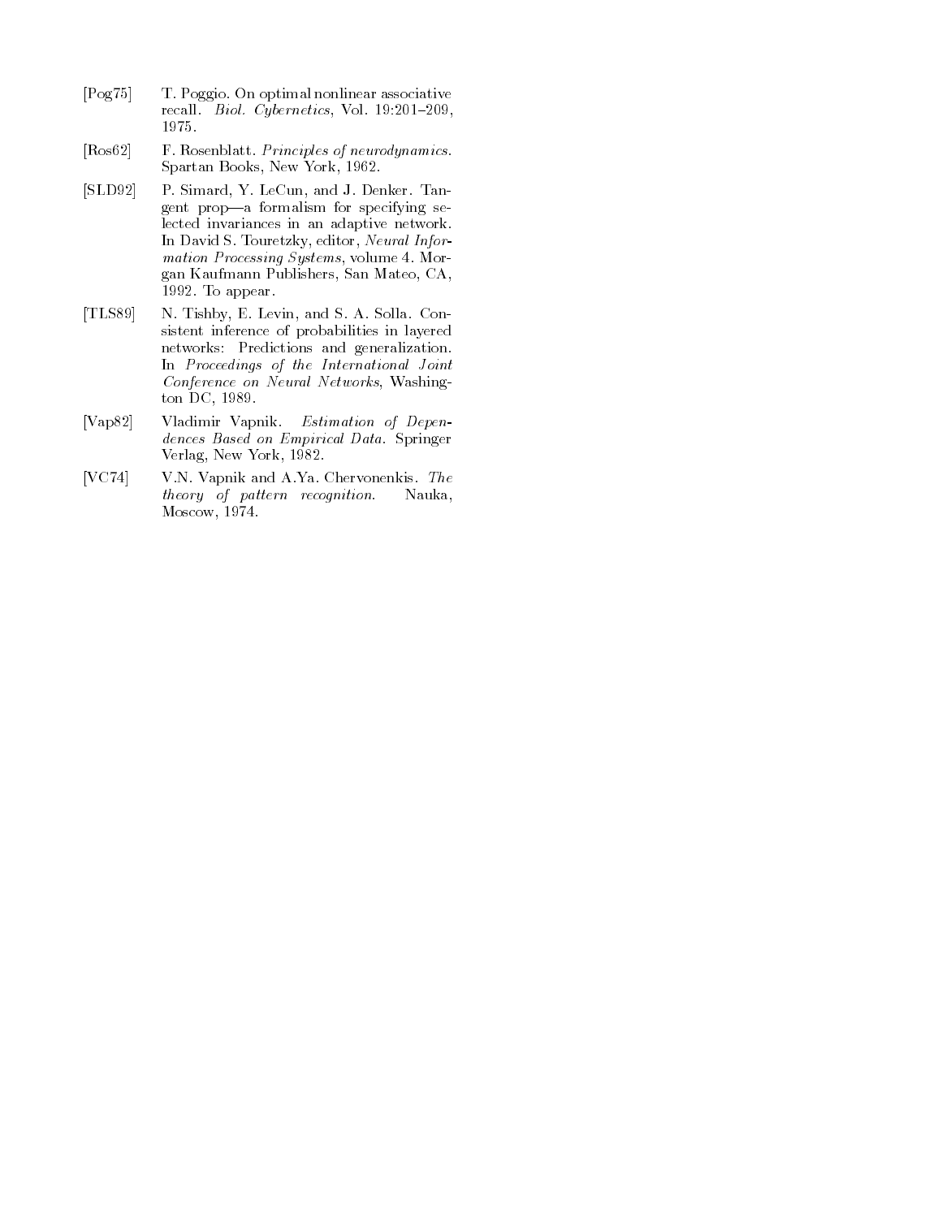[Pog75] T. Poggio. On optimal nonlinear associative recall. *Biol. Cybernetics*, Vol. 19:201–209, 1975.

[Ros62] F. Rosenblatt. *Principles of neurodynamics.* Spartan Books, New York, 1962.

[SLD92] P. Simard, Y. LeCun, and J. Denker. Tangent prop—a formalism for specifying selected invariances in an adaptive network. In David S. Touretzky, editor, *Neural Information Processing Systems*, volume 4. Morgan Kaufmann Publishers, San Mateo, CA, 1992. To appear.

[TLS89] N. Tishby, E. Levin, and S. A. Solla. Consistent inference of probabilities in layered networks: Predictions and generalization. In *Proceedings of the International Joint Conference on Neural Networks*, Washington DC, 1989.

[Vap82] Vladimir Vapnik. *Estimation of Dependences Based on Empirical Data.* Springer Verlag, New York, 1982.

[VC74] V.N. Vapnik and A.Ya. Chervonenkis. *The theory of pattern recognition.* Nauka, Moscow, 1974.